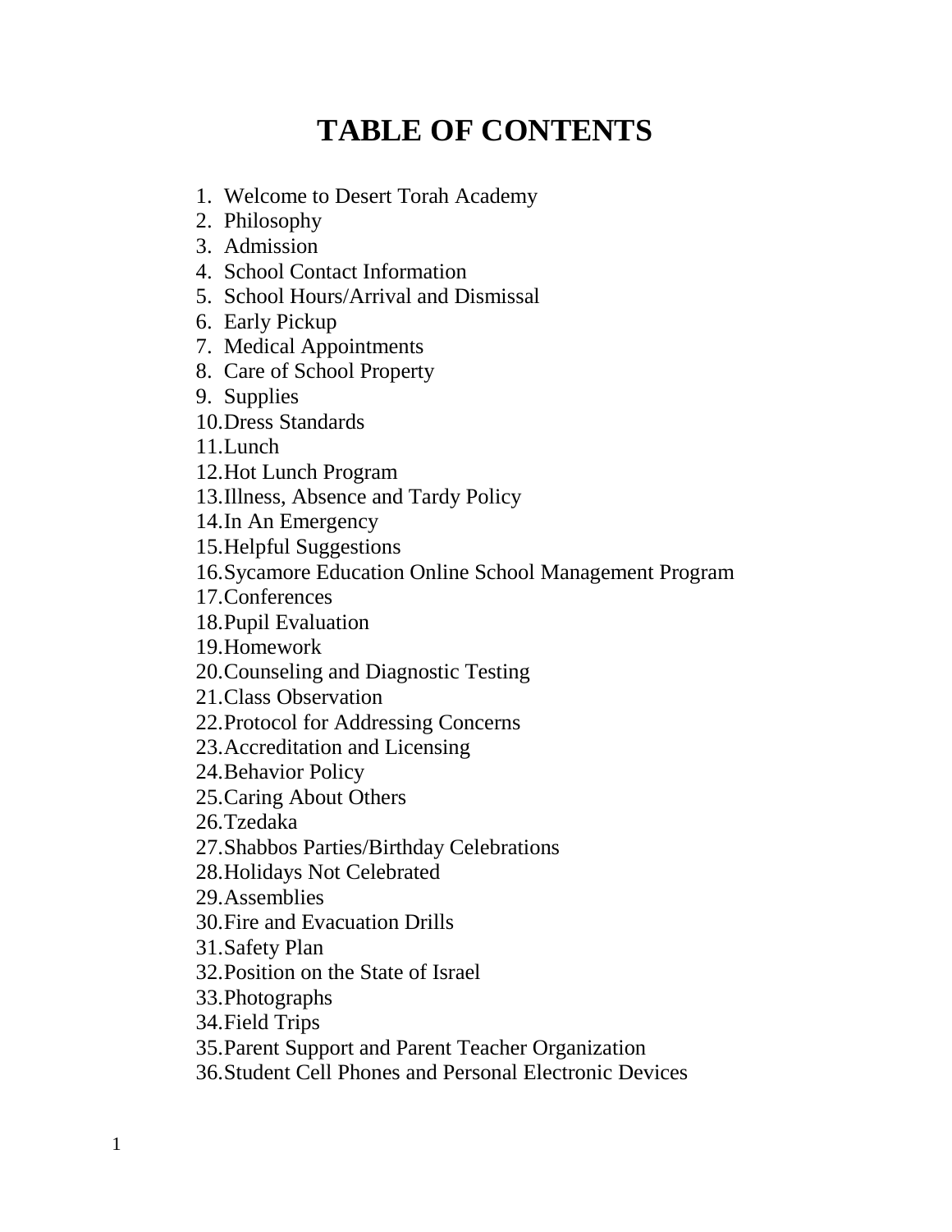# TABLE OF CONTENTS

1. Welcome to Desert Torah Academy
2. Philosophy
3. Admission
4. School Contact Information
5. School Hours/Arrival and Dismissal
6. Early Pickup
7. Medical Appointments
8. Care of School Property
9. Supplies
10. Dress Standards
11. Lunch
12. Hot Lunch Program
13. Illness, Absence and Tardy Policy
14. In An Emergency
15. Helpful Suggestions
16. Sycamore Education Online School Management Program
17. Conferences
18. Pupil Evaluation
19. Homework
20. Counseling and Diagnostic Testing
21. Class Observation
22. Protocol for Addressing Concerns
23. Accreditation and Licensing
24. Behavior Policy
25. Caring About Others
26. Tzedaka
27. Shabbos Parties/Birthday Celebrations
28. Holidays Not Celebrated
29. Assemblies
30. Fire and Evacuation Drills
31. Safety Plan
32. Position on the State of Israel
33. Photographs
34. Field Trips
35. Parent Support and Parent Teacher Organization
36. Student Cell Phones and Personal Electronic Devices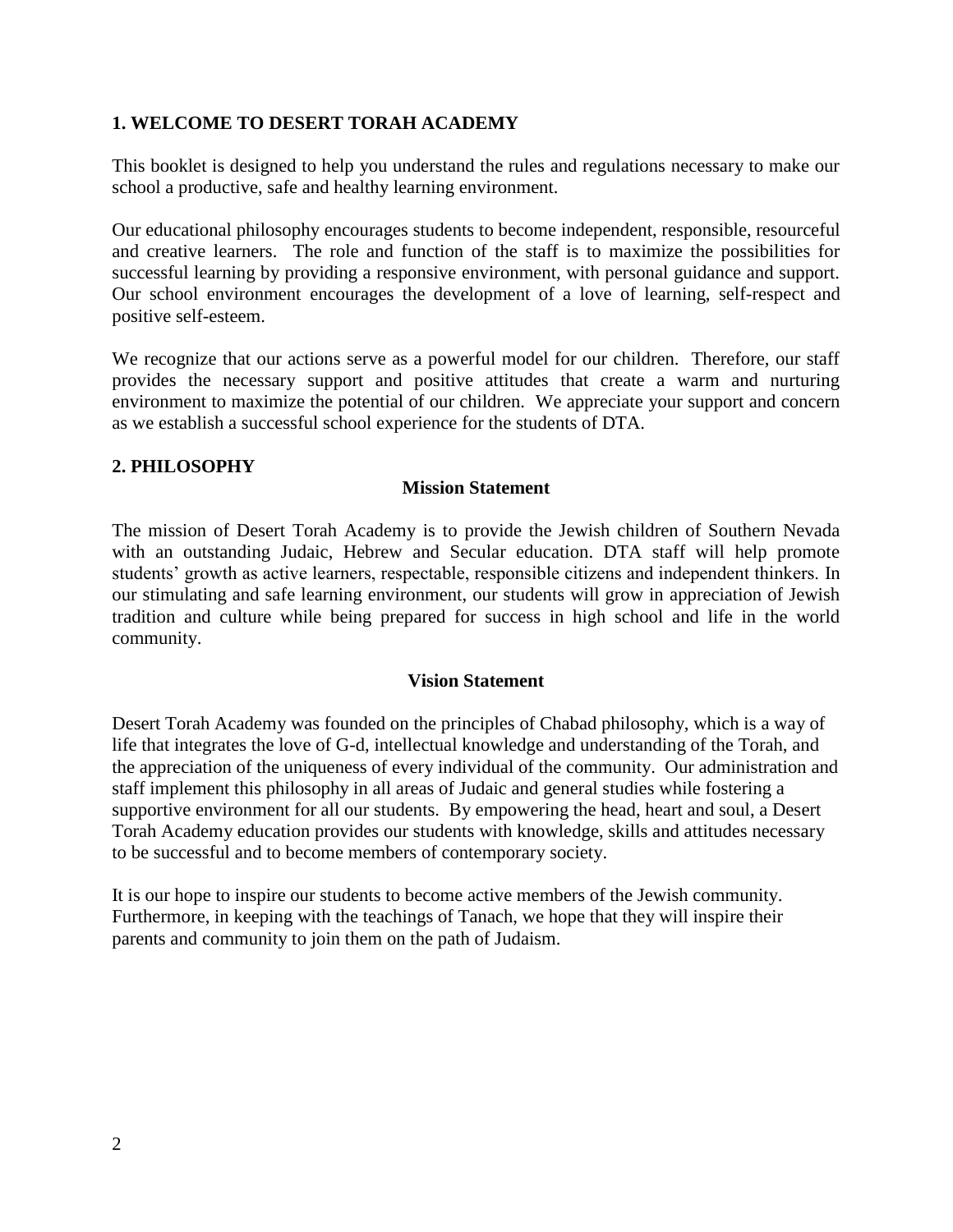## 1. WELCOME TO DESERT TORAH ACADEMY

This booklet is designed to help you understand the rules and regulations necessary to make our school a productive, safe and healthy learning environment.

Our educational philosophy encourages students to become independent, responsible, resourceful and creative learners. The role and function of the staff is to maximize the possibilities for successful learning by providing a responsive environment, with personal guidance and support. Our school environment encourages the development of a love of learning, self-respect and positive self-esteem.

We recognize that our actions serve as a powerful model for our children. Therefore, our staff provides the necessary support and positive attitudes that create a warm and nurturing environment to maximize the potential of our children. We appreciate your support and concern as we establish a successful school experience for the students of DTA.

## 2. PHILOSOPHY

### Mission Statement

The mission of Desert Torah Academy is to provide the Jewish children of Southern Nevada with an outstanding Judaic, Hebrew and Secular education. DTA staff will help promote students' growth as active learners, respectable, responsible citizens and independent thinkers. In our stimulating and safe learning environment, our students will grow in appreciation of Jewish tradition and culture while being prepared for success in high school and life in the world community.

### Vision Statement

Desert Torah Academy was founded on the principles of Chabad philosophy, which is a way of life that integrates the love of G-d, intellectual knowledge and understanding of the Torah, and the appreciation of the uniqueness of every individual of the community. Our administration and staff implement this philosophy in all areas of Judaic and general studies while fostering a supportive environment for all our students. By empowering the head, heart and soul, a Desert Torah Academy education provides our students with knowledge, skills and attitudes necessary to be successful and to become members of contemporary society.

It is our hope to inspire our students to become active members of the Jewish community. Furthermore, in keeping with the teachings of Tanach, we hope that they will inspire their parents and community to join them on the path of Judaism.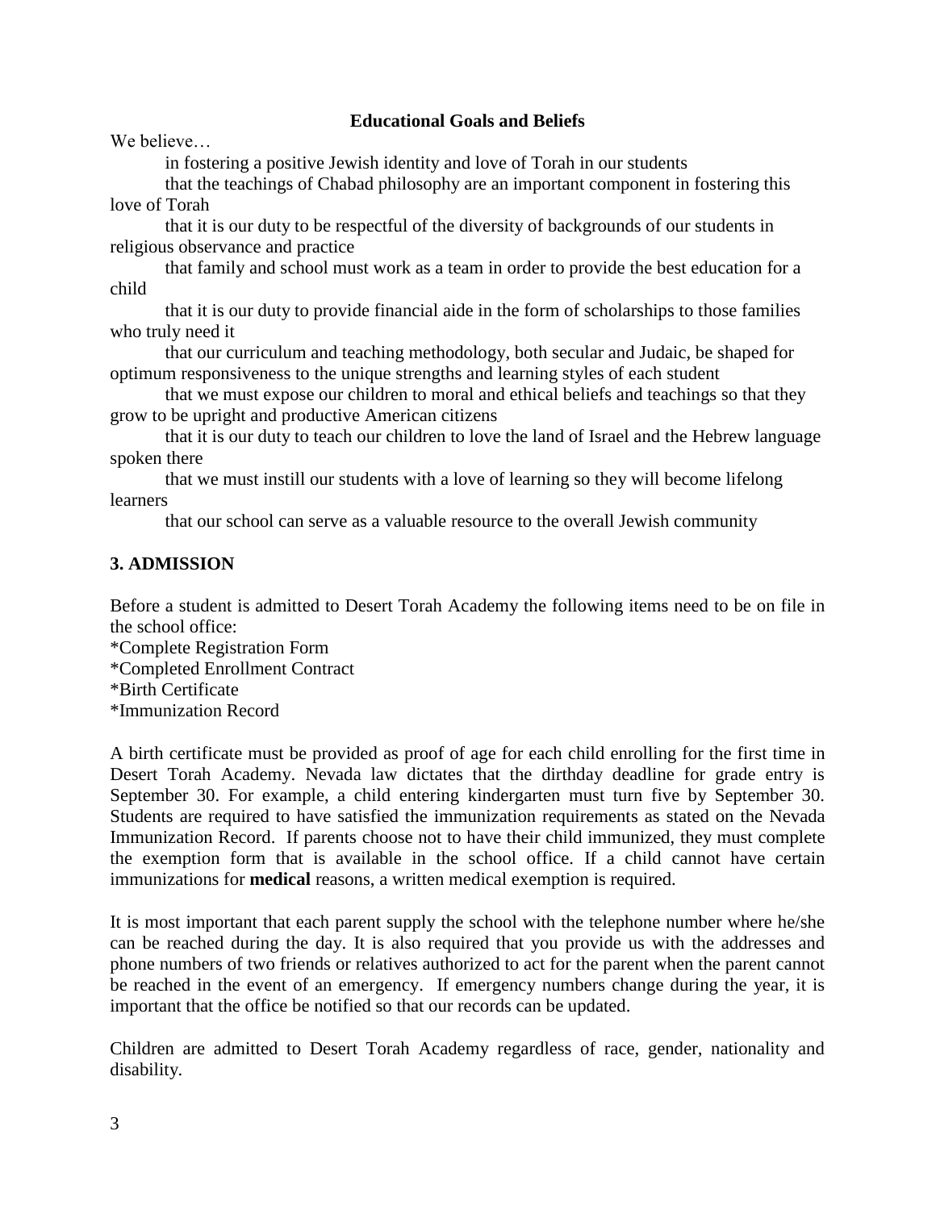**Educational Goals and Beliefs**

We believe…

- in fostering a positive Jewish identity and love of Torah in our students
- that the teachings of Chabad philosophy are an important component in fostering this love of Torah
- that it is our duty to be respectful of the diversity of backgrounds of our students in religious observance and practice
- that family and school must work as a team in order to provide the best education for a child
- that it is our duty to provide financial aide in the form of scholarships to those families who truly need it
- that our curriculum and teaching methodology, both secular and Judaic, be shaped for optimum responsiveness to the unique strengths and learning styles of each student
- that we must expose our children to moral and ethical beliefs and teachings so that they grow to be upright and productive American citizens
- that it is our duty to teach our children to love the land of Israel and the Hebrew language spoken there
- that we must instill our students with a love of learning so they will become lifelong learners
- that our school can serve as a valuable resource to the overall Jewish community

## 3. ADMISSION

Before a student is admitted to Desert Torah Academy the following items need to be on file in the school office:
*Complete Registration Form
*Completed Enrollment Contract
*Birth Certificate
*Immunization Record

A birth certificate must be provided as proof of age for each child enrolling for the first time in Desert Torah Academy. Nevada law dictates that the dirthday deadline for grade entry is September 30. For example, a child entering kindergarten must turn five by September 30. Students are required to have satisfied the immunization requirements as stated on the Nevada Immunization Record. If parents choose not to have their child immunized, they must complete the exemption form that is available in the school office. If a child cannot have certain immunizations for **medical** reasons, a written medical exemption is required.

It is most important that each parent supply the school with the telephone number where he/she can be reached during the day. It is also required that you provide us with the addresses and phone numbers of two friends or relatives authorized to act for the parent when the parent cannot be reached in the event of an emergency. If emergency numbers change during the year, it is important that the office be notified so that our records can be updated.

Children are admitted to Desert Torah Academy regardless of race, gender, nationality and disability.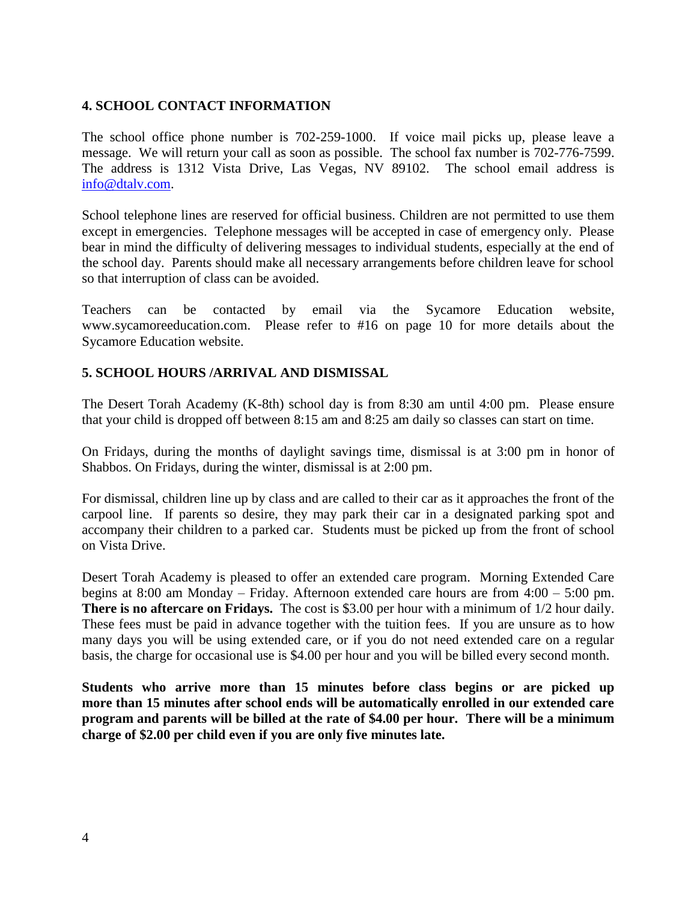## 4. SCHOOL CONTACT INFORMATION

The school office phone number is 702-259-1000. If voice mail picks up, please leave a message. We will return your call as soon as possible. The school fax number is 702-776-7599. The address is 1312 Vista Drive, Las Vegas, NV 89102. The school email address is [info@dtalv.com](mailto:info@dtalv.com).

School telephone lines are reserved for official business. Children are not permitted to use them except in emergencies. Telephone messages will be accepted in case of emergency only. Please bear in mind the difficulty of delivering messages to individual students, especially at the end of the school day. Parents should make all necessary arrangements before children leave for school so that interruption of class can be avoided.

Teachers can be contacted by email via the Sycamore Education website, www.sycamoreeducation.com. Please refer to #16 on page 10 for more details about the Sycamore Education website.

## 5. SCHOOL HOURS /ARRIVAL AND DISMISSAL

The Desert Torah Academy (K-8th) school day is from 8:30 am until 4:00 pm. Please ensure that your child is dropped off between 8:15 am and 8:25 am daily so classes can start on time.

On Fridays, during the months of daylight savings time, dismissal is at 3:00 pm in honor of Shabbos. On Fridays, during the winter, dismissal is at 2:00 pm.

For dismissal, children line up by class and are called to their car as it approaches the front of the carpool line. If parents so desire, they may park their car in a designated parking spot and accompany their children to a parked car. Students must be picked up from the front of school on Vista Drive.

Desert Torah Academy is pleased to offer an extended care program. Morning Extended Care begins at 8:00 am Monday – Friday. Afternoon extended care hours are from 4:00 – 5:00 pm. **There is no aftercare on Fridays.** The cost is $3.00 per hour with a minimum of 1/2 hour daily. These fees must be paid in advance together with the tuition fees. If you are unsure as to how many days you will be using extended care, or if you do not need extended care on a regular basis, the charge for occasional use is $4.00 per hour and you will be billed every second month.

**Students who arrive more than 15 minutes before class begins or are picked up more than 15 minutes after school ends will be automatically enrolled in our extended care program and parents will be billed at the rate of $4.00 per hour. There will be a minimum charge of $2.00 per child even if you are only five minutes late.**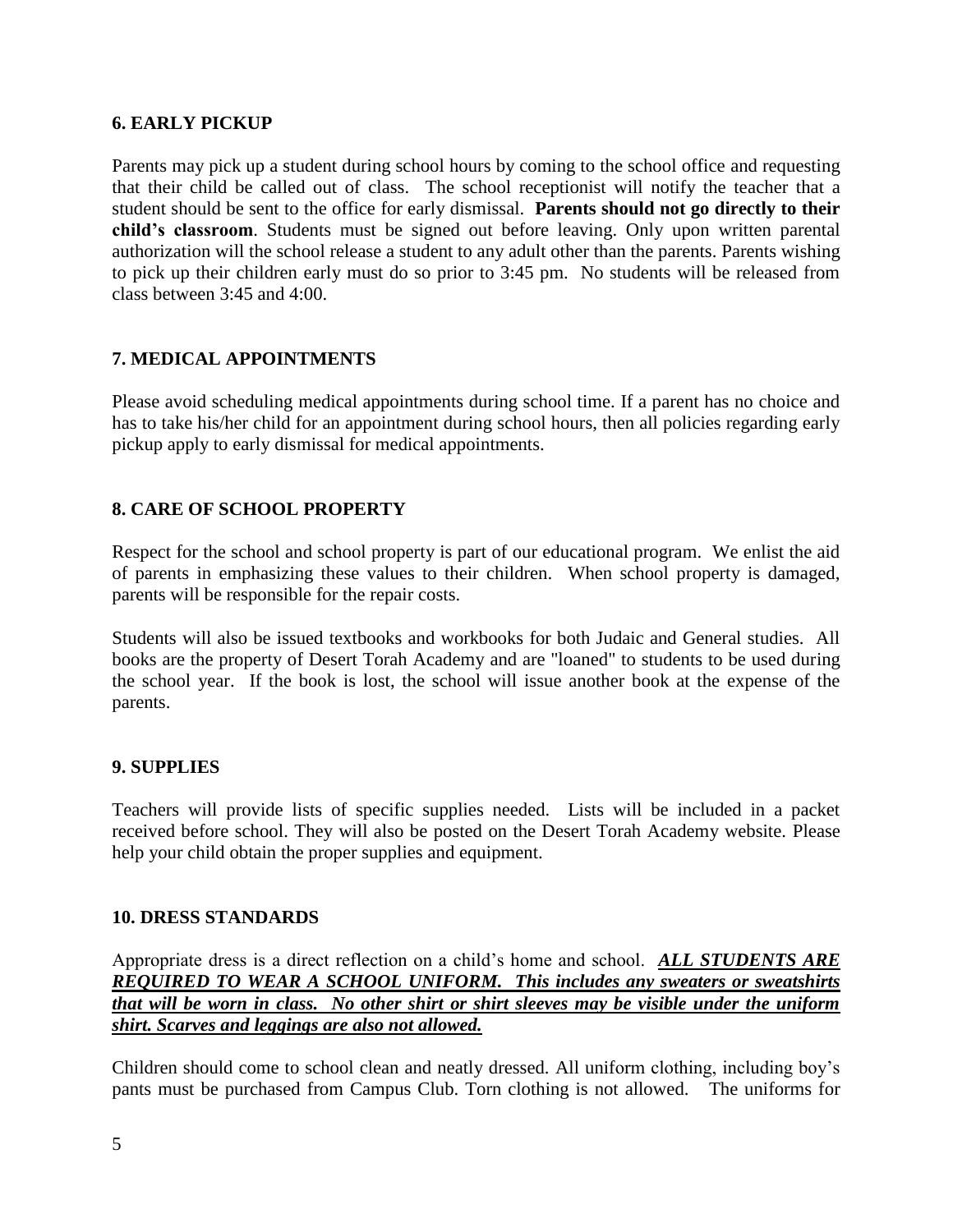## 6. EARLY PICKUP

Parents may pick up a student during school hours by coming to the school office and requesting that their child be called out of class. The school receptionist will notify the teacher that a student should be sent to the office for early dismissal. **Parents should not go directly to their child's classroom**. Students must be signed out before leaving. Only upon written parental authorization will the school release a student to any adult other than the parents. Parents wishing to pick up their children early must do so prior to 3:45 pm. No students will be released from class between 3:45 and 4:00.

## 7. MEDICAL APPOINTMENTS

Please avoid scheduling medical appointments during school time. If a parent has no choice and has to take his/her child for an appointment during school hours, then all policies regarding early pickup apply to early dismissal for medical appointments.

## 8. CARE OF SCHOOL PROPERTY

Respect for the school and school property is part of our educational program. We enlist the aid of parents in emphasizing these values to their children. When school property is damaged, parents will be responsible for the repair costs.

Students will also be issued textbooks and workbooks for both Judaic and General studies. All books are the property of Desert Torah Academy and are "loaned" to students to be used during the school year. If the book is lost, the school will issue another book at the expense of the parents.

## 9. SUPPLIES

Teachers will provide lists of specific supplies needed. Lists will be included in a packet received before school. They will also be posted on the Desert Torah Academy website. Please help your child obtain the proper supplies and equipment.

## 10. DRESS STANDARDS

Appropriate dress is a direct reflection on a child's home and school. ***<u>ALL STUDENTS ARE REQUIRED TO WEAR A SCHOOL UNIFORM. This includes any sweaters or sweatshirts that will be worn in class. No other shirt or shirt sleeves may be visible under the uniform shirt. Scarves and leggings are also not allowed.</u>***

Children should come to school clean and neatly dressed. All uniform clothing, including boy's pants must be purchased from Campus Club. Torn clothing is not allowed. The uniforms for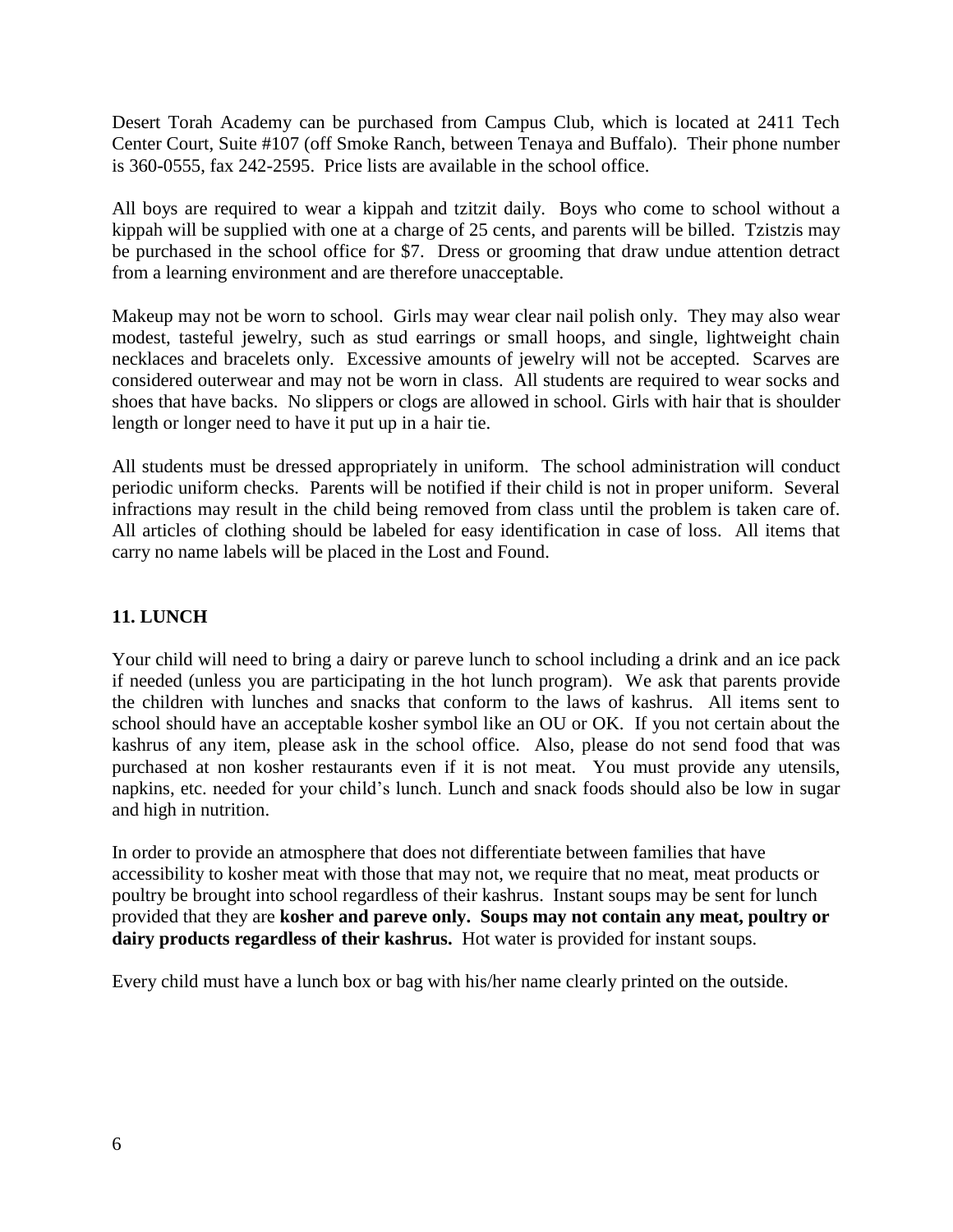Desert Torah Academy can be purchased from Campus Club, which is located at 2411 Tech Center Court, Suite #107 (off Smoke Ranch, between Tenaya and Buffalo). Their phone number is 360-0555, fax 242-2595. Price lists are available in the school office.

All boys are required to wear a kippah and tzitzit daily. Boys who come to school without a kippah will be supplied with one at a charge of 25 cents, and parents will be billed. Tzistzis may be purchased in the school office for $7. Dress or grooming that draw undue attention detract from a learning environment and are therefore unacceptable.

Makeup may not be worn to school. Girls may wear clear nail polish only. They may also wear modest, tasteful jewelry, such as stud earrings or small hoops, and single, lightweight chain necklaces and bracelets only. Excessive amounts of jewelry will not be accepted. Scarves are considered outerwear and may not be worn in class. All students are required to wear socks and shoes that have backs. No slippers or clogs are allowed in school. Girls with hair that is shoulder length or longer need to have it put up in a hair tie.

All students must be dressed appropriately in uniform. The school administration will conduct periodic uniform checks. Parents will be notified if their child is not in proper uniform. Several infractions may result in the child being removed from class until the problem is taken care of. All articles of clothing should be labeled for easy identification in case of loss. All items that carry no name labels will be placed in the Lost and Found.

## 11. LUNCH

Your child will need to bring a dairy or pareve lunch to school including a drink and an ice pack if needed (unless you are participating in the hot lunch program). We ask that parents provide the children with lunches and snacks that conform to the laws of kashrus. All items sent to school should have an acceptable kosher symbol like an OU or OK. If you not certain about the kashrus of any item, please ask in the school office. Also, please do not send food that was purchased at non kosher restaurants even if it is not meat. You must provide any utensils, napkins, etc. needed for your child's lunch. Lunch and snack foods should also be low in sugar and high in nutrition.

In order to provide an atmosphere that does not differentiate between families that have accessibility to kosher meat with those that may not, we require that no meat, meat products or poultry be brought into school regardless of their kashrus. Instant soups may be sent for lunch provided that they are **kosher and pareve only. Soups may not contain any meat, poultry or dairy products regardless of their kashrus.** Hot water is provided for instant soups.

Every child must have a lunch box or bag with his/her name clearly printed on the outside.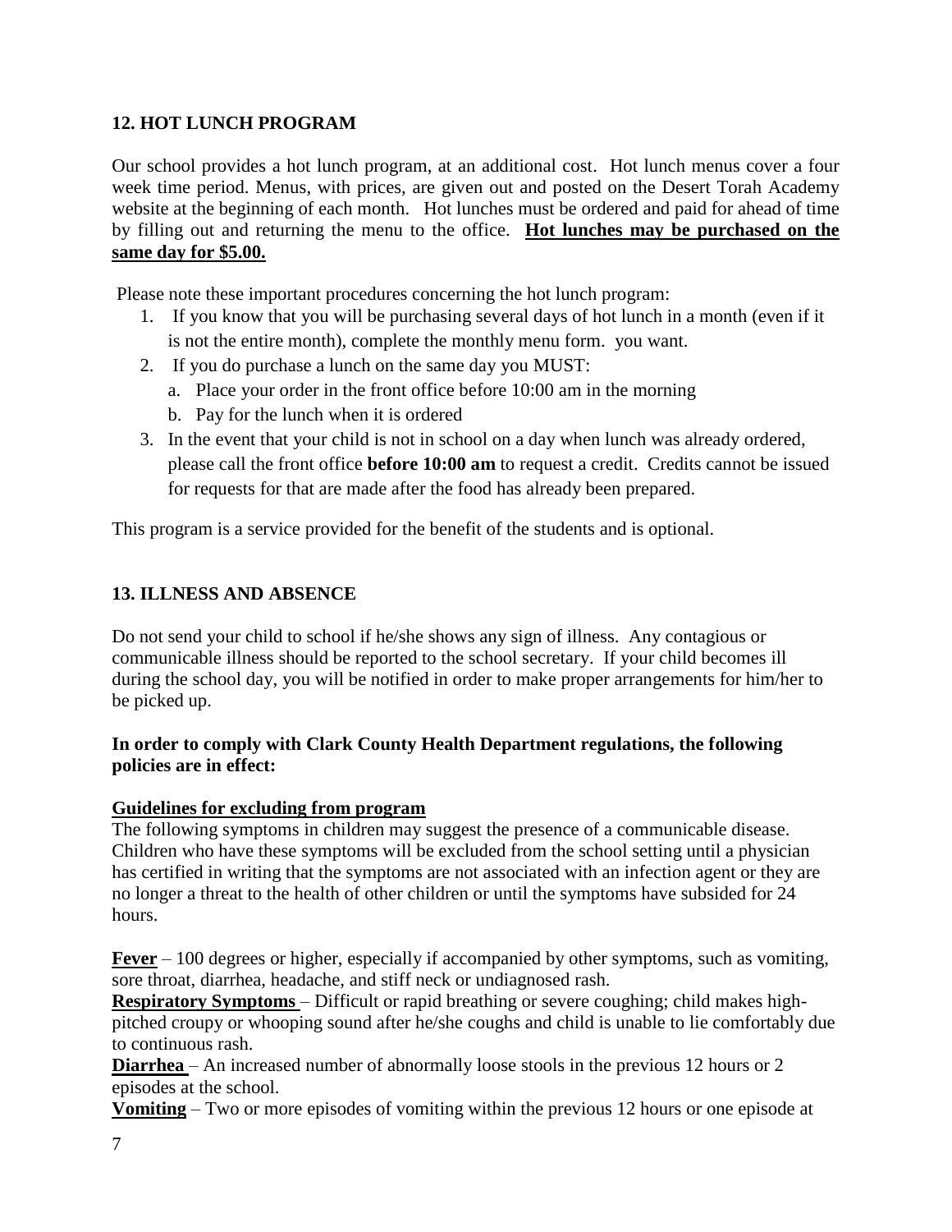## 12. HOT LUNCH PROGRAM

Our school provides a hot lunch program, at an additional cost. Hot lunch menus cover a four week time period. Menus, with prices, are given out and posted on the Desert Torah Academy website at the beginning of each month. Hot lunches must be ordered and paid for ahead of time by filling out and returning the menu to the office. **Hot lunches may be purchased on the same day for $5.00.**

Please note these important procedures concerning the hot lunch program:

1. If you know that you will be purchasing several days of hot lunch in a month (even if it is not the entire month), complete the monthly menu form. you want.
2. If you do purchase a lunch on the same day you MUST:
   a. Place your order in the front office before 10:00 am in the morning
   b. Pay for the lunch when it is ordered
3. In the event that your child is not in school on a day when lunch was already ordered, please call the front office **before 10:00 am** to request a credit. Credits cannot be issued for requests for that are made after the food has already been prepared.

This program is a service provided for the benefit of the students and is optional.

## 13. ILLNESS AND ABSENCE

Do not send your child to school if he/she shows any sign of illness. Any contagious or communicable illness should be reported to the school secretary. If your child becomes ill during the school day, you will be notified in order to make proper arrangements for him/her to be picked up.

**In order to comply with Clark County Health Department regulations, the following policies are in effect:**

**Guidelines for excluding from program**

The following symptoms in children may suggest the presence of a communicable disease. Children who have these symptoms will be excluded from the school setting until a physician has certified in writing that the symptoms are not associated with an infection agent or they are no longer a threat to the health of other children or until the symptoms have subsided for 24 hours.

**Fever** – 100 degrees or higher, especially if accompanied by other symptoms, such as vomiting, sore throat, diarrhea, headache, and stiff neck or undiagnosed rash.

**Respiratory Symptoms** – Difficult or rapid breathing or severe coughing; child makes high-pitched croupy or whooping sound after he/she coughs and child is unable to lie comfortably due to continuous rash.

**Diarrhea** – An increased number of abnormally loose stools in the previous 12 hours or 2 episodes at the school.

**Vomiting** – Two or more episodes of vomiting within the previous 12 hours or one episode at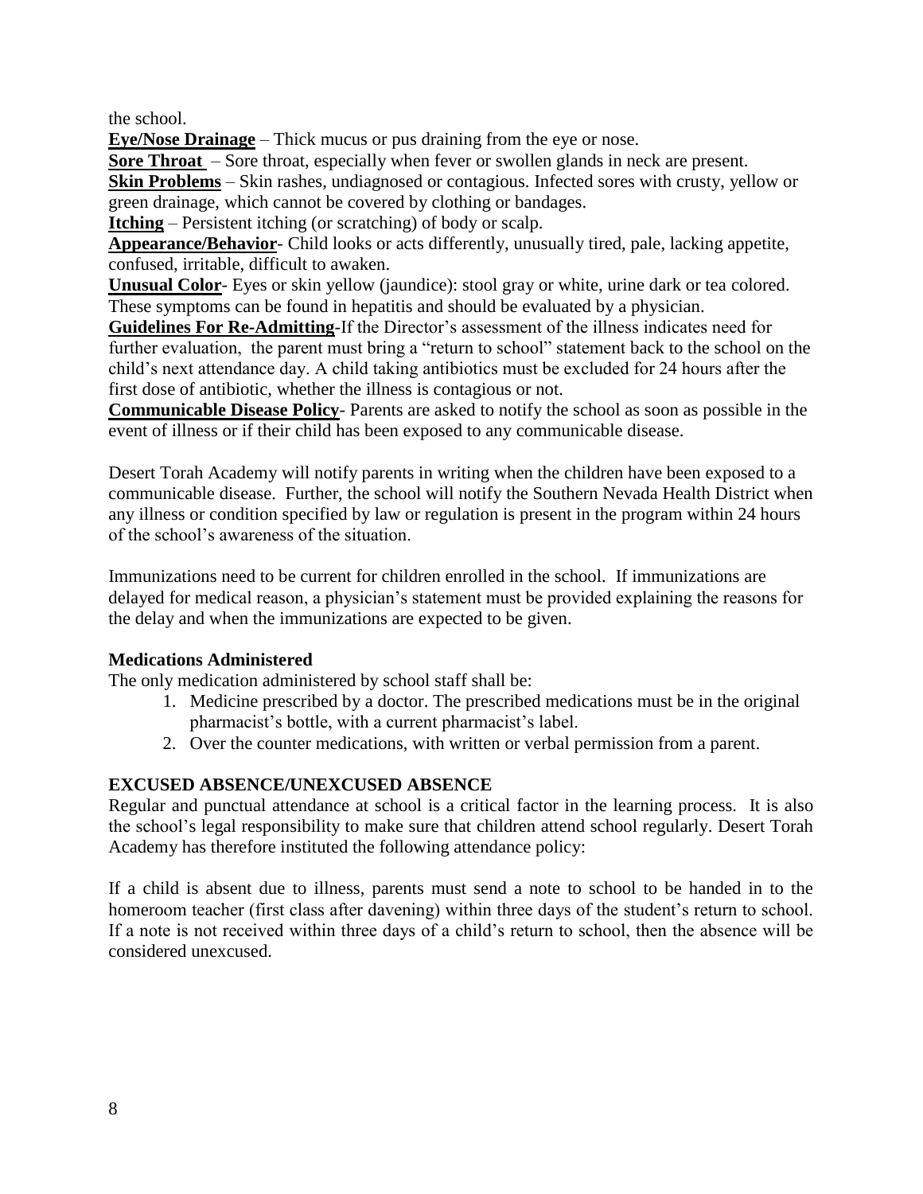the school.

**Eye/Nose Drainage** – Thick mucus or pus draining from the eye or nose.

**Sore Throat** – Sore throat, especially when fever or swollen glands in neck are present.

**Skin Problems** – Skin rashes, undiagnosed or contagious. Infected sores with crusty, yellow or green drainage, which cannot be covered by clothing or bandages.

**Itching** – Persistent itching (or scratching) of body or scalp.

**Appearance/Behavior**- Child looks or acts differently, unusually tired, pale, lacking appetite, confused, irritable, difficult to awaken.

**Unusual Color**- Eyes or skin yellow (jaundice): stool gray or white, urine dark or tea colored. These symptoms can be found in hepatitis and should be evaluated by a physician.

**Guidelines For Re-Admitting**-If the Director's assessment of the illness indicates need for further evaluation, the parent must bring a "return to school" statement back to the school on the child's next attendance day. A child taking antibiotics must be excluded for 24 hours after the first dose of antibiotic, whether the illness is contagious or not.

**Communicable Disease Policy**- Parents are asked to notify the school as soon as possible in the event of illness or if their child has been exposed to any communicable disease.

Desert Torah Academy will notify parents in writing when the children have been exposed to a communicable disease. Further, the school will notify the Southern Nevada Health District when any illness or condition specified by law or regulation is present in the program within 24 hours of the school's awareness of the situation.

Immunizations need to be current for children enrolled in the school. If immunizations are delayed for medical reason, a physician's statement must be provided explaining the reasons for the delay and when the immunizations are expected to be given.

### Medications Administered

The only medication administered by school staff shall be:

1. Medicine prescribed by a doctor. The prescribed medications must be in the original pharmacist's bottle, with a current pharmacist's label.
2. Over the counter medications, with written or verbal permission from a parent.

### EXCUSED ABSENCE/UNEXCUSED ABSENCE

Regular and punctual attendance at school is a critical factor in the learning process. It is also the school's legal responsibility to make sure that children attend school regularly. Desert Torah Academy has therefore instituted the following attendance policy:

If a child is absent due to illness, parents must send a note to school to be handed in to the homeroom teacher (first class after davening) within three days of the student's return to school. If a note is not received within three days of a child's return to school, then the absence will be considered unexcused.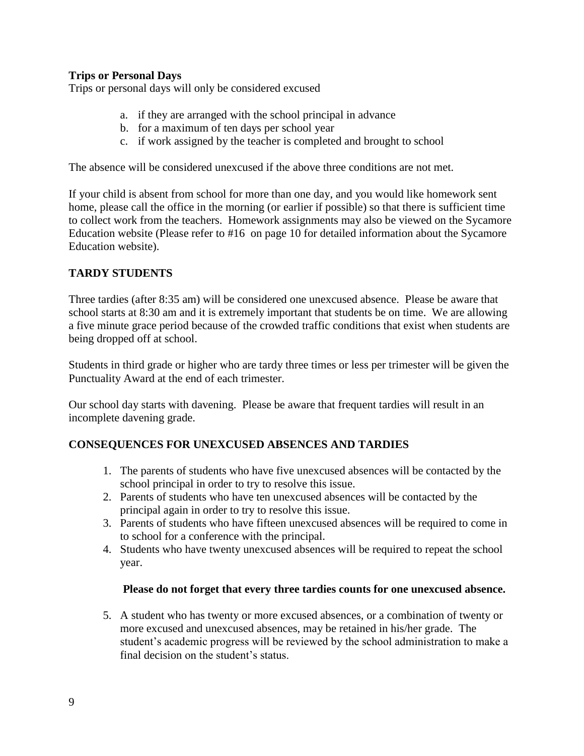**Trips or Personal Days**

Trips or personal days will only be considered excused

a. if they are arranged with the school principal in advance
b. for a maximum of ten days per school year
c. if work assigned by the teacher is completed and brought to school

The absence will be considered unexcused if the above three conditions are not met.

If your child is absent from school for more than one day, and you would like homework sent home, please call the office in the morning (or earlier if possible) so that there is sufficient time to collect work from the teachers. Homework assignments may also be viewed on the Sycamore Education website (Please refer to #16 on page 10 for detailed information about the Sycamore Education website).

## TARDY STUDENTS

Three tardies (after 8:35 am) will be considered one unexcused absence. Please be aware that school starts at 8:30 am and it is extremely important that students be on time. We are allowing a five minute grace period because of the crowded traffic conditions that exist when students are being dropped off at school.

Students in third grade or higher who are tardy three times or less per trimester will be given the Punctuality Award at the end of each trimester.

Our school day starts with davening. Please be aware that frequent tardies will result in an incomplete davening grade.

## CONSEQUENCES FOR UNEXCUSED ABSENCES AND TARDIES

1. The parents of students who have five unexcused absences will be contacted by the school principal in order to try to resolve this issue.
2. Parents of students who have ten unexcused absences will be contacted by the principal again in order to try to resolve this issue.
3. Parents of students who have fifteen unexcused absences will be required to come in to school for a conference with the principal.
4. Students who have twenty unexcused absences will be required to repeat the school year.

**Please do not forget that every three tardies counts for one unexcused absence.**

5. A student who has twenty or more excused absences, or a combination of twenty or more excused and unexcused absences, may be retained in his/her grade. The student's academic progress will be reviewed by the school administration to make a final decision on the student's status.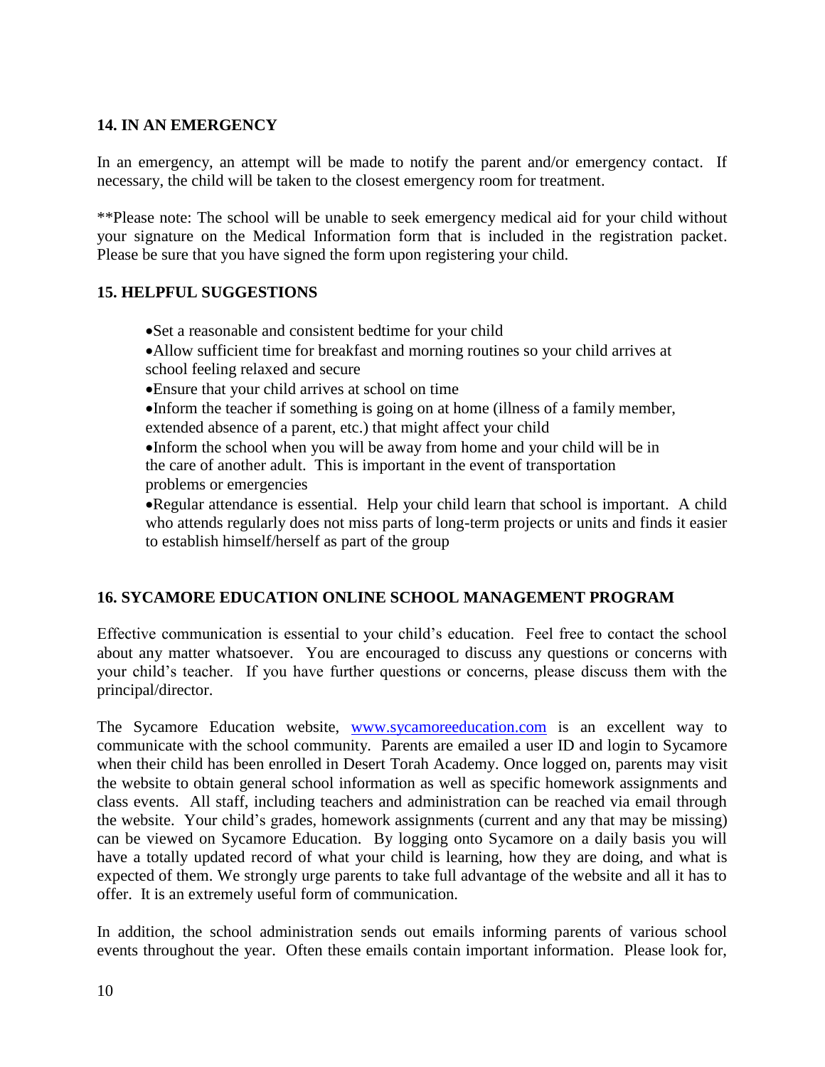## 14. IN AN EMERGENCY

In an emergency, an attempt will be made to notify the parent and/or emergency contact. If necessary, the child will be taken to the closest emergency room for treatment.

**Please note: The school will be unable to seek emergency medical aid for your child without your signature on the Medical Information form that is included in the registration packet. Please be sure that you have signed the form upon registering your child.

## 15. HELPFUL SUGGESTIONS

- Set a reasonable and consistent bedtime for your child
- Allow sufficient time for breakfast and morning routines so your child arrives at school feeling relaxed and secure
- Ensure that your child arrives at school on time
- Inform the teacher if something is going on at home (illness of a family member, extended absence of a parent, etc.) that might affect your child
- Inform the school when you will be away from home and your child will be in the care of another adult. This is important in the event of transportation problems or emergencies
- Regular attendance is essential. Help your child learn that school is important. A child who attends regularly does not miss parts of long-term projects or units and finds it easier to establish himself/herself as part of the group

## 16. SYCAMORE EDUCATION ONLINE SCHOOL MANAGEMENT PROGRAM

Effective communication is essential to your child's education. Feel free to contact the school about any matter whatsoever. You are encouraged to discuss any questions or concerns with your child's teacher. If you have further questions or concerns, please discuss them with the principal/director.

The Sycamore Education website, [www.sycamoreeducation.com](http://www.sycamoreeducation.com) is an excellent way to communicate with the school community. Parents are emailed a user ID and login to Sycamore when their child has been enrolled in Desert Torah Academy. Once logged on, parents may visit the website to obtain general school information as well as specific homework assignments and class events. All staff, including teachers and administration can be reached via email through the website. Your child's grades, homework assignments (current and any that may be missing) can be viewed on Sycamore Education. By logging onto Sycamore on a daily basis you will have a totally updated record of what your child is learning, how they are doing, and what is expected of them. We strongly urge parents to take full advantage of the website and all it has to offer. It is an extremely useful form of communication.

In addition, the school administration sends out emails informing parents of various school events throughout the year. Often these emails contain important information. Please look for,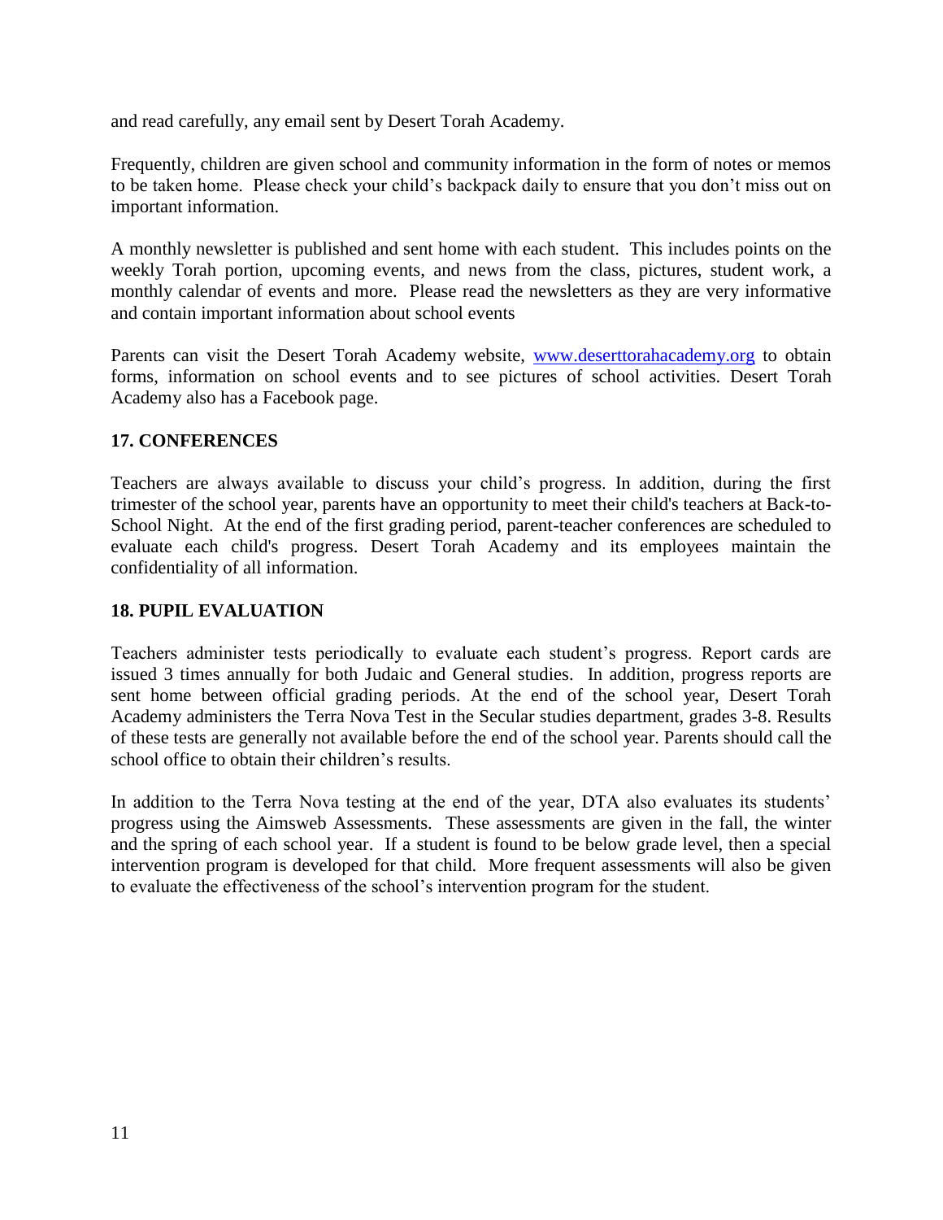and read carefully, any email sent by Desert Torah Academy.

Frequently, children are given school and community information in the form of notes or memos to be taken home. Please check your child's backpack daily to ensure that you don't miss out on important information.

A monthly newsletter is published and sent home with each student. This includes points on the weekly Torah portion, upcoming events, and news from the class, pictures, student work, a monthly calendar of events and more. Please read the newsletters as they are very informative and contain important information about school events

Parents can visit the Desert Torah Academy website, [www.deserttorahacademy.org](http://www.deserttorahacademy.org) to obtain forms, information on school events and to see pictures of school activities. Desert Torah Academy also has a Facebook page.

## 17. CONFERENCES

Teachers are always available to discuss your child's progress. In addition, during the first trimester of the school year, parents have an opportunity to meet their child's teachers at Back-to-School Night. At the end of the first grading period, parent-teacher conferences are scheduled to evaluate each child's progress. Desert Torah Academy and its employees maintain the confidentiality of all information.

## 18. PUPIL EVALUATION

Teachers administer tests periodically to evaluate each student's progress. Report cards are issued 3 times annually for both Judaic and General studies. In addition, progress reports are sent home between official grading periods. At the end of the school year, Desert Torah Academy administers the Terra Nova Test in the Secular studies department, grades 3-8. Results of these tests are generally not available before the end of the school year. Parents should call the school office to obtain their children's results.

In addition to the Terra Nova testing at the end of the year, DTA also evaluates its students' progress using the Aimsweb Assessments. These assessments are given in the fall, the winter and the spring of each school year. If a student is found to be below grade level, then a special intervention program is developed for that child. More frequent assessments will also be given to evaluate the effectiveness of the school's intervention program for the student.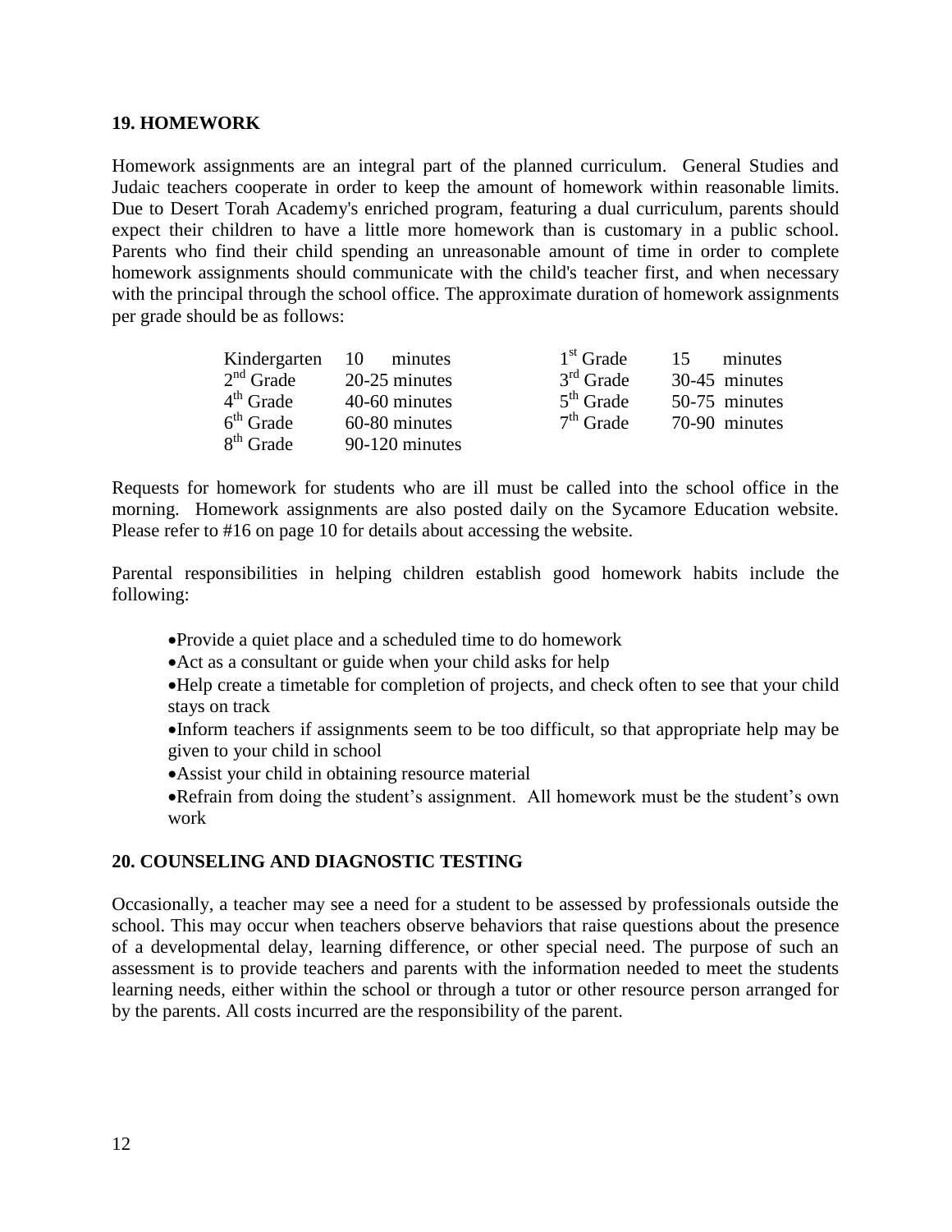## 19. HOMEWORK

Homework assignments are an integral part of the planned curriculum. General Studies and Judaic teachers cooperate in order to keep the amount of homework within reasonable limits. Due to Desert Torah Academy's enriched program, featuring a dual curriculum, parents should expect their children to have a little more homework than is customary in a public school. Parents who find their child spending an unreasonable amount of time in order to complete homework assignments should communicate with the child's teacher first, and when necessary with the principal through the school office. The approximate duration of homework assignments per grade should be as follows:

| | | | |
|---|---|---|---|
| Kindergarten | 10 minutes | 1st Grade | 15 minutes |
| 2nd Grade | 20-25 minutes | 3rd Grade | 30-45 minutes |
| 4th Grade | 40-60 minutes | 5th Grade | 50-75 minutes |
| 6th Grade | 60-80 minutes | 7th Grade | 70-90 minutes |
| 8th Grade | 90-120 minutes | | |

Requests for homework for students who are ill must be called into the school office in the morning. Homework assignments are also posted daily on the Sycamore Education website. Please refer to #16 on page 10 for details about accessing the website.

Parental responsibilities in helping children establish good homework habits include the following:

- Provide a quiet place and a scheduled time to do homework
- Act as a consultant or guide when your child asks for help
- Help create a timetable for completion of projects, and check often to see that your child stays on track
- Inform teachers if assignments seem to be too difficult, so that appropriate help may be given to your child in school
- Assist your child in obtaining resource material
- Refrain from doing the student's assignment. All homework must be the student's own work

## 20. COUNSELING AND DIAGNOSTIC TESTING

Occasionally, a teacher may see a need for a student to be assessed by professionals outside the school. This may occur when teachers observe behaviors that raise questions about the presence of a developmental delay, learning difference, or other special need. The purpose of such an assessment is to provide teachers and parents with the information needed to meet the students learning needs, either within the school or through a tutor or other resource person arranged for by the parents. All costs incurred are the responsibility of the parent.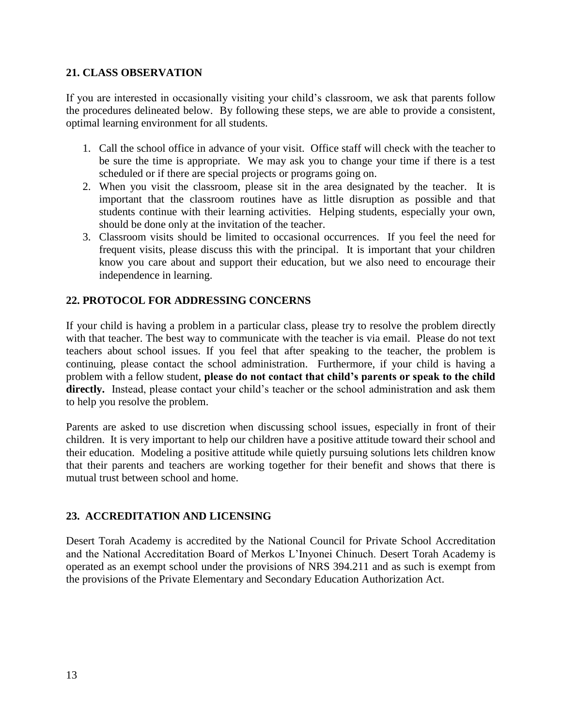## 21. CLASS OBSERVATION

If you are interested in occasionally visiting your child's classroom, we ask that parents follow the procedures delineated below. By following these steps, we are able to provide a consistent, optimal learning environment for all students.

1. Call the school office in advance of your visit. Office staff will check with the teacher to be sure the time is appropriate. We may ask you to change your time if there is a test scheduled or if there are special projects or programs going on.
2. When you visit the classroom, please sit in the area designated by the teacher. It is important that the classroom routines have as little disruption as possible and that students continue with their learning activities. Helping students, especially your own, should be done only at the invitation of the teacher.
3. Classroom visits should be limited to occasional occurrences. If you feel the need for frequent visits, please discuss this with the principal. It is important that your children know you care about and support their education, but we also need to encourage their independence in learning.

## 22. PROTOCOL FOR ADDRESSING CONCERNS

If your child is having a problem in a particular class, please try to resolve the problem directly with that teacher. The best way to communicate with the teacher is via email. Please do not text teachers about school issues. If you feel that after speaking to the teacher, the problem is continuing, please contact the school administration. Furthermore, if your child is having a problem with a fellow student, **please do not contact that child's parents or speak to the child directly.** Instead, please contact your child's teacher or the school administration and ask them to help you resolve the problem.

Parents are asked to use discretion when discussing school issues, especially in front of their children. It is very important to help our children have a positive attitude toward their school and their education. Modeling a positive attitude while quietly pursuing solutions lets children know that their parents and teachers are working together for their benefit and shows that there is mutual trust between school and home.

## 23. ACCREDITATION AND LICENSING

Desert Torah Academy is accredited by the National Council for Private School Accreditation and the National Accreditation Board of Merkos L'Inyonei Chinuch. Desert Torah Academy is operated as an exempt school under the provisions of NRS 394.211 and as such is exempt from the provisions of the Private Elementary and Secondary Education Authorization Act.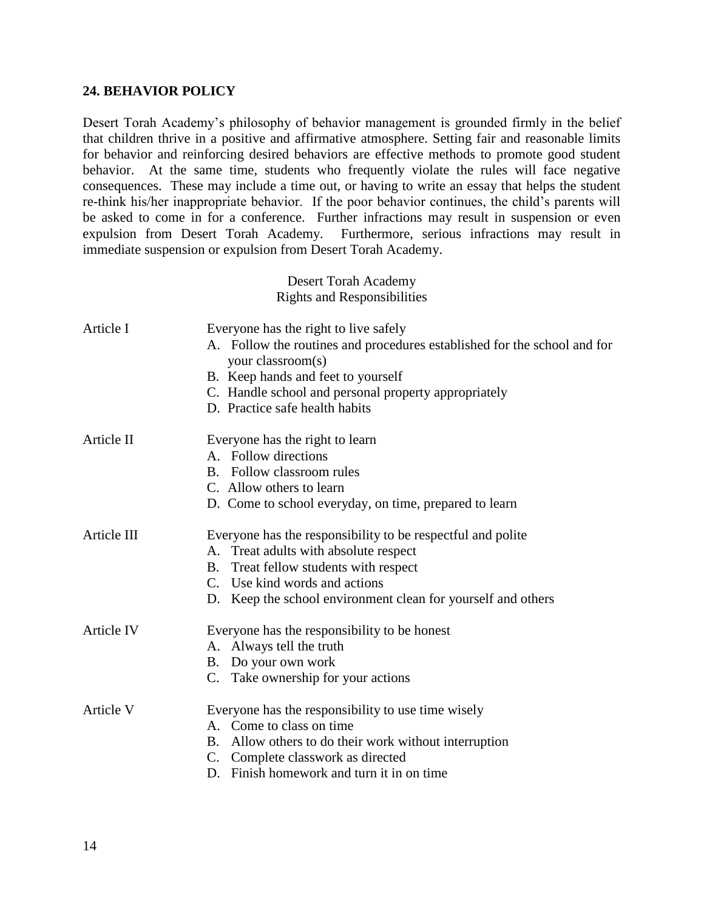## 24. BEHAVIOR POLICY

Desert Torah Academy's philosophy of behavior management is grounded firmly in the belief that children thrive in a positive and affirmative atmosphere. Setting fair and reasonable limits for behavior and reinforcing desired behaviors are effective methods to promote good student behavior. At the same time, students who frequently violate the rules will face negative consequences. These may include a time out, or having to write an essay that helps the student re-think his/her inappropriate behavior. If the poor behavior continues, the child's parents will be asked to come in for a conference. Further infractions may result in suspension or even expulsion from Desert Torah Academy. Furthermore, serious infractions may result in immediate suspension or expulsion from Desert Torah Academy.

Desert Torah Academy
Rights and Responsibilities

**Article I** — Everyone has the right to live safely

A. Follow the routines and procedures established for the school and for your classroom(s)
B. Keep hands and feet to yourself
C. Handle school and personal property appropriately
D. Practice safe health habits

**Article II** — Everyone has the right to learn

A. Follow directions
B. Follow classroom rules
C. Allow others to learn
D. Come to school everyday, on time, prepared to learn

**Article III** — Everyone has the responsibility to be respectful and polite

A. Treat adults with absolute respect
B. Treat fellow students with respect
C. Use kind words and actions
D. Keep the school environment clean for yourself and others

**Article IV** — Everyone has the responsibility to be honest

A. Always tell the truth
B. Do your own work
C. Take ownership for your actions

**Article V** — Everyone has the responsibility to use time wisely

A. Come to class on time
B. Allow others to do their work without interruption
C. Complete classwork as directed
D. Finish homework and turn it in on time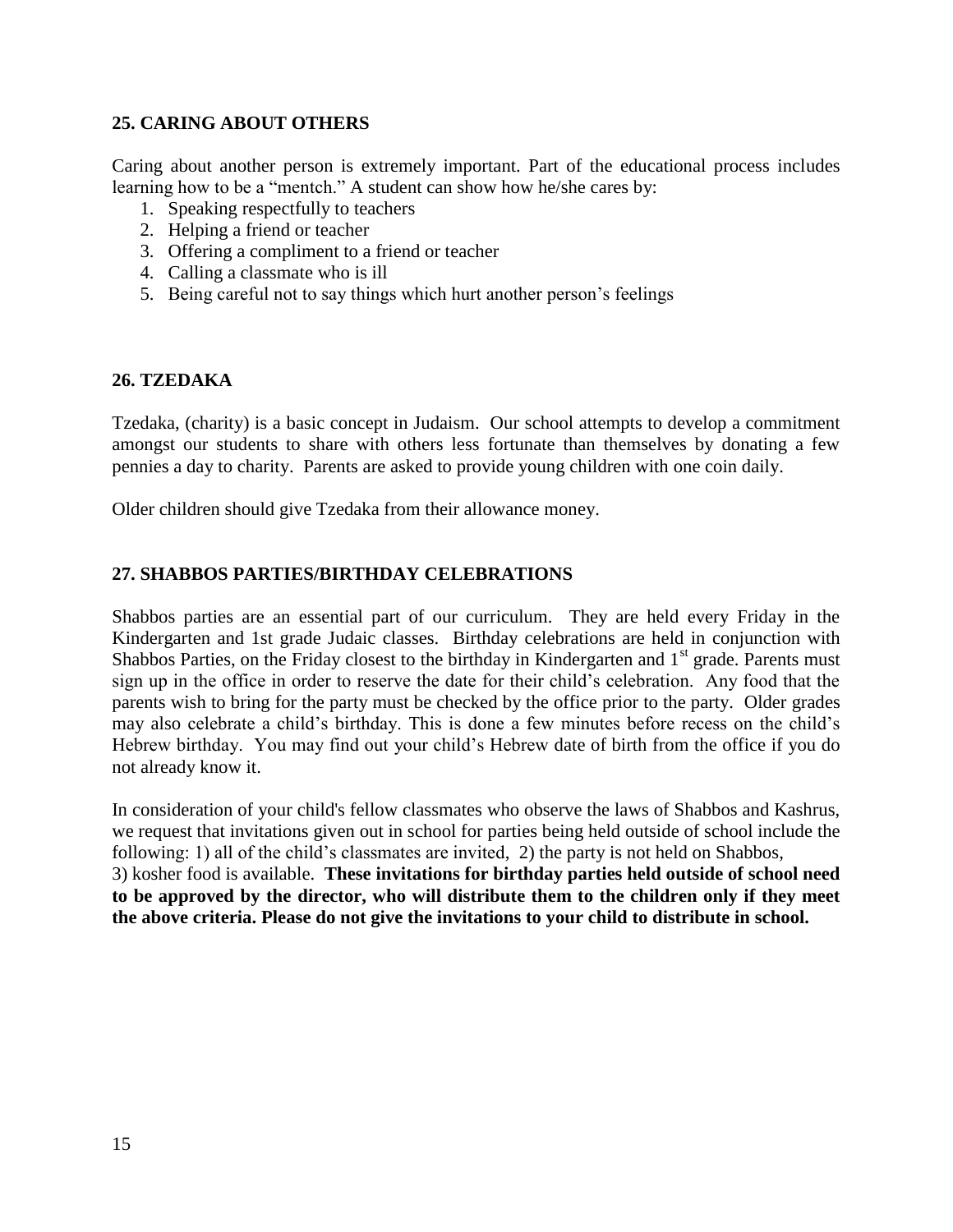### 25. CARING ABOUT OTHERS

Caring about another person is extremely important. Part of the educational process includes learning how to be a "mentch." A student can show how he/she cares by:

1. Speaking respectfully to teachers
2. Helping a friend or teacher
3. Offering a compliment to a friend or teacher
4. Calling a classmate who is ill
5. Being careful not to say things which hurt another person's feelings

### 26. TZEDAKA

Tzedaka, (charity) is a basic concept in Judaism. Our school attempts to develop a commitment amongst our students to share with others less fortunate than themselves by donating a few pennies a day to charity. Parents are asked to provide young children with one coin daily.

Older children should give Tzedaka from their allowance money.

### 27. SHABBOS PARTIES/BIRTHDAY CELEBRATIONS

Shabbos parties are an essential part of our curriculum. They are held every Friday in the Kindergarten and 1st grade Judaic classes. Birthday celebrations are held in conjunction with Shabbos Parties, on the Friday closest to the birthday in Kindergarten and 1st grade. Parents must sign up in the office in order to reserve the date for their child's celebration. Any food that the parents wish to bring for the party must be checked by the office prior to the party. Older grades may also celebrate a child's birthday. This is done a few minutes before recess on the child's Hebrew birthday. You may find out your child's Hebrew date of birth from the office if you do not already know it.

In consideration of your child's fellow classmates who observe the laws of Shabbos and Kashrus, we request that invitations given out in school for parties being held outside of school include the following: 1) all of the child's classmates are invited, 2) the party is not held on Shabbos, 3) kosher food is available. **These invitations for birthday parties held outside of school need to be approved by the director, who will distribute them to the children only if they meet the above criteria. Please do not give the invitations to your child to distribute in school.**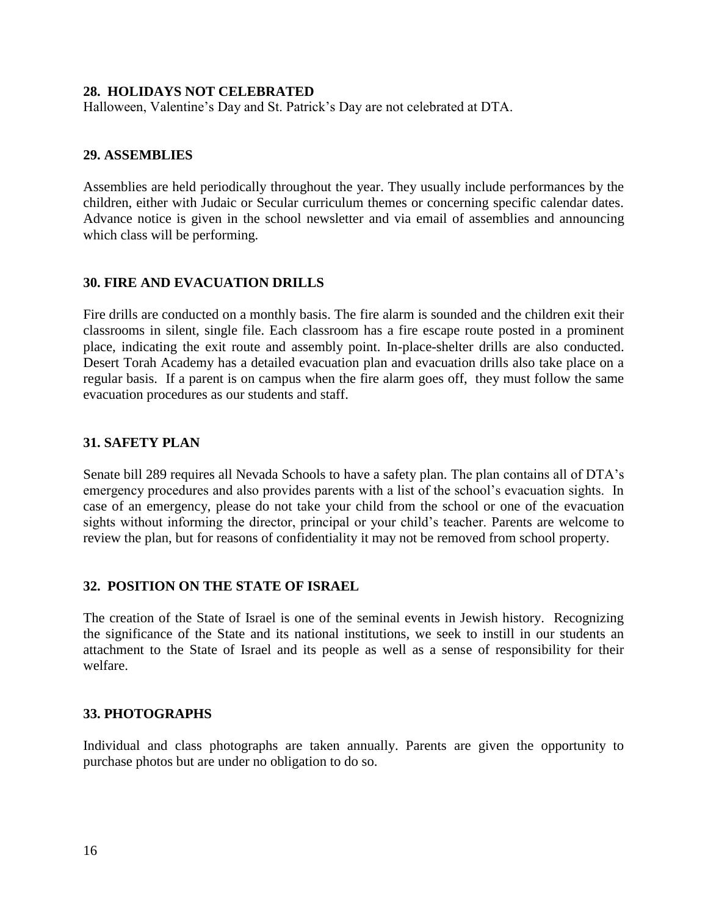## 28. HOLIDAYS NOT CELEBRATED

Halloween, Valentine's Day and St. Patrick's Day are not celebrated at DTA.

## 29. ASSEMBLIES

Assemblies are held periodically throughout the year. They usually include performances by the children, either with Judaic or Secular curriculum themes or concerning specific calendar dates. Advance notice is given in the school newsletter and via email of assemblies and announcing which class will be performing.

## 30. FIRE AND EVACUATION DRILLS

Fire drills are conducted on a monthly basis. The fire alarm is sounded and the children exit their classrooms in silent, single file. Each classroom has a fire escape route posted in a prominent place, indicating the exit route and assembly point. In-place-shelter drills are also conducted. Desert Torah Academy has a detailed evacuation plan and evacuation drills also take place on a regular basis. If a parent is on campus when the fire alarm goes off, they must follow the same evacuation procedures as our students and staff.

## 31. SAFETY PLAN

Senate bill 289 requires all Nevada Schools to have a safety plan. The plan contains all of DTA's emergency procedures and also provides parents with a list of the school's evacuation sights. In case of an emergency, please do not take your child from the school or one of the evacuation sights without informing the director, principal or your child's teacher. Parents are welcome to review the plan, but for reasons of confidentiality it may not be removed from school property.

## 32. POSITION ON THE STATE OF ISRAEL

The creation of the State of Israel is one of the seminal events in Jewish history. Recognizing the significance of the State and its national institutions, we seek to instill in our students an attachment to the State of Israel and its people as well as a sense of responsibility for their welfare.

## 33. PHOTOGRAPHS

Individual and class photographs are taken annually. Parents are given the opportunity to purchase photos but are under no obligation to do so.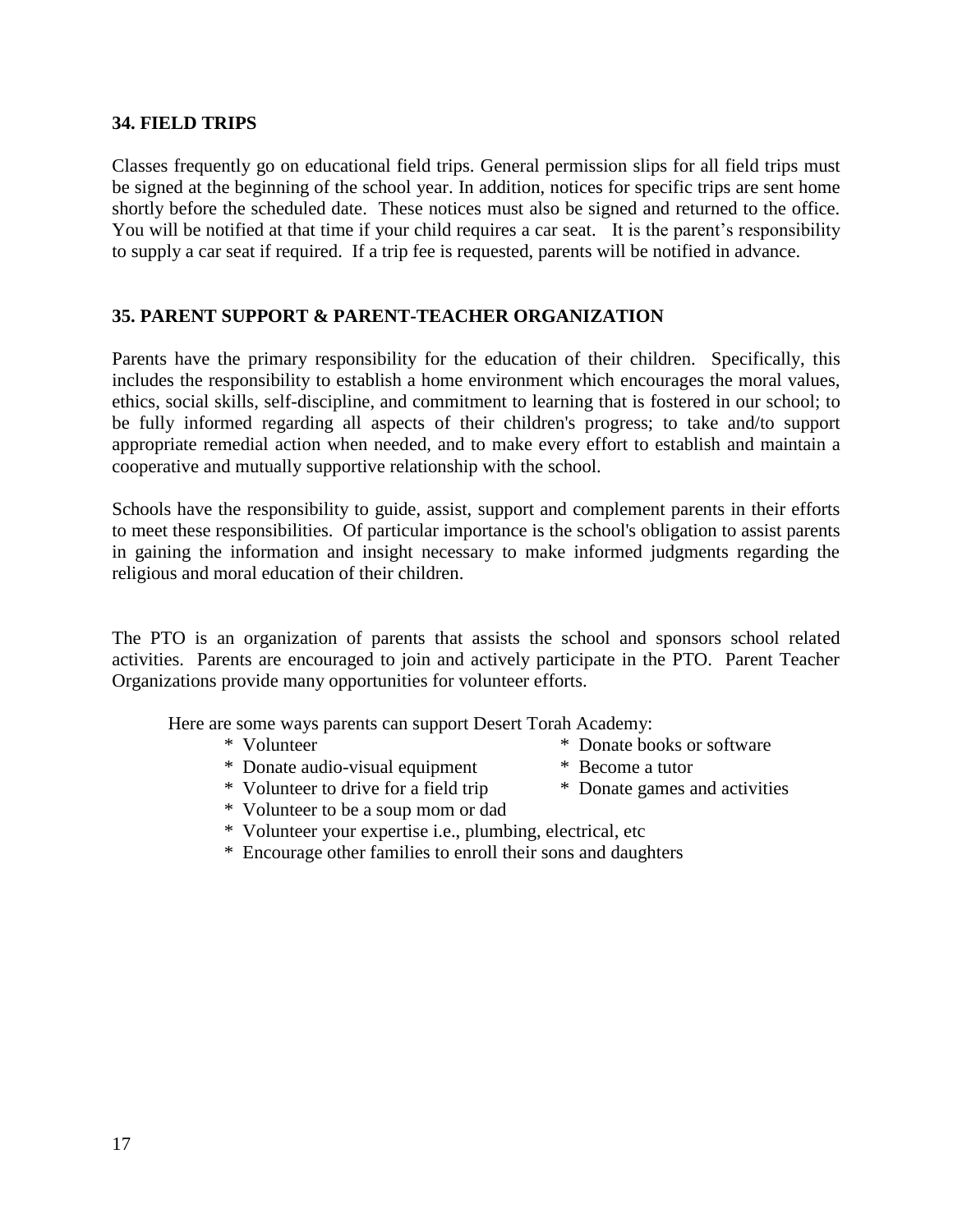**34. FIELD TRIPS**

Classes frequently go on educational field trips. General permission slips for all field trips must be signed at the beginning of the school year. In addition, notices for specific trips are sent home shortly before the scheduled date. These notices must also be signed and returned to the office. You will be notified at that time if your child requires a car seat. It is the parent's responsibility to supply a car seat if required. If a trip fee is requested, parents will be notified in advance.

**35. PARENT SUPPORT & PARENT-TEACHER ORGANIZATION**

Parents have the primary responsibility for the education of their children. Specifically, this includes the responsibility to establish a home environment which encourages the moral values, ethics, social skills, self-discipline, and commitment to learning that is fostered in our school; to be fully informed regarding all aspects of their children's progress; to take and/to support appropriate remedial action when needed, and to make every effort to establish and maintain a cooperative and mutually supportive relationship with the school.

Schools have the responsibility to guide, assist, support and complement parents in their efforts to meet these responsibilities. Of particular importance is the school's obligation to assist parents in gaining the information and insight necessary to make informed judgments regarding the religious and moral education of their children.

The PTO is an organization of parents that assists the school and sponsors school related activities. Parents are encouraged to join and actively participate in the PTO. Parent Teacher Organizations provide many opportunities for volunteer efforts.

Here are some ways parents can support Desert Torah Academy:

* Volunteer
* Donate books or software
* Donate audio-visual equipment
* Become a tutor
* Volunteer to drive for a field trip
* Donate games and activities
* Volunteer to be a soup mom or dad
* Volunteer your expertise i.e., plumbing, electrical, etc
* Encourage other families to enroll their sons and daughters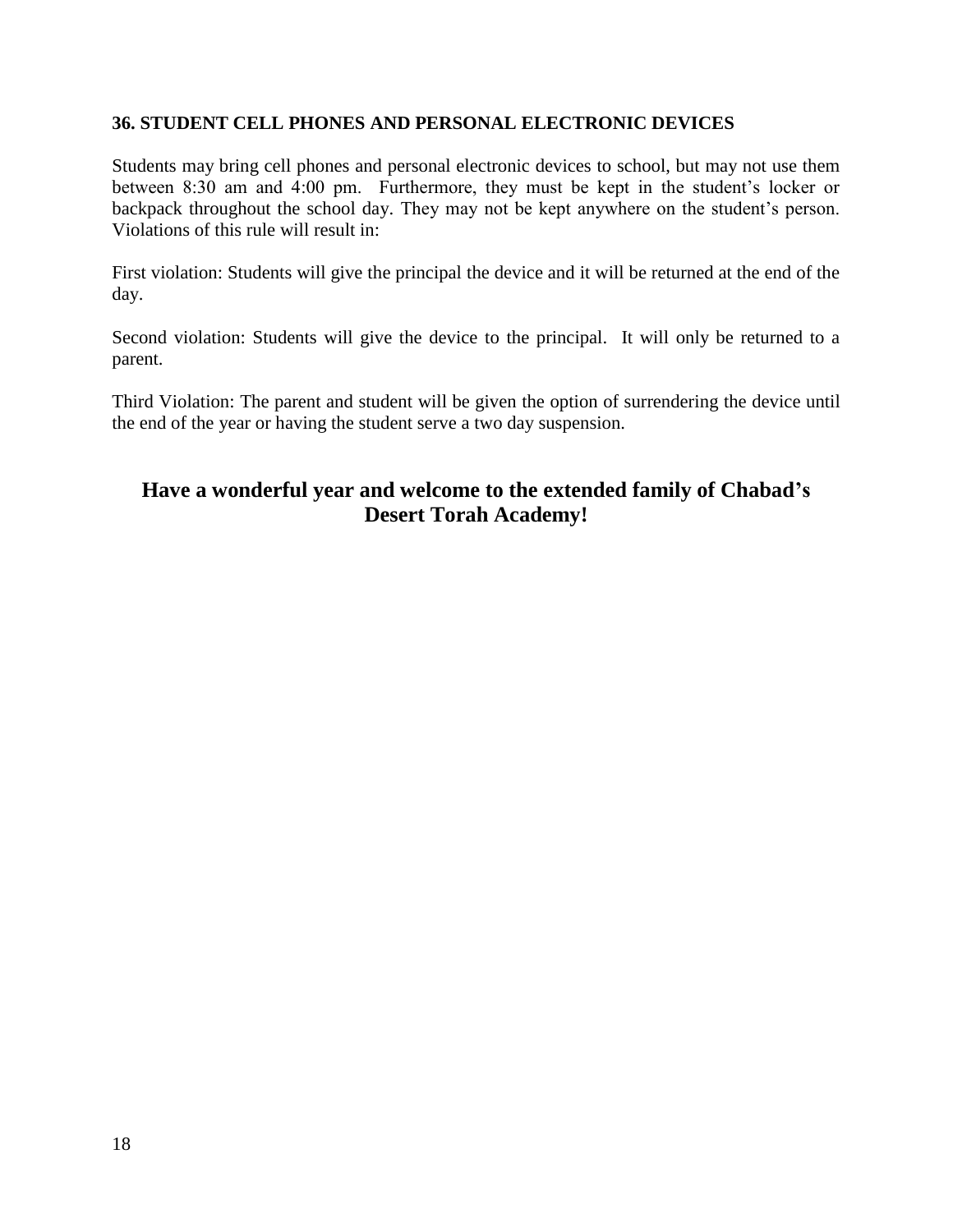### 36. STUDENT CELL PHONES AND PERSONAL ELECTRONIC DEVICES

Students may bring cell phones and personal electronic devices to school, but may not use them between 8:30 am and 4:00 pm. Furthermore, they must be kept in the student's locker or backpack throughout the school day. They may not be kept anywhere on the student's person. Violations of this rule will result in:

First violation: Students will give the principal the device and it will be returned at the end of the day.

Second violation: Students will give the device to the principal. It will only be returned to a parent.

Third Violation: The parent and student will be given the option of surrendering the device until the end of the year or having the student serve a two day suspension.

## Have a wonderful year and welcome to the extended family of Chabad's Desert Torah Academy!